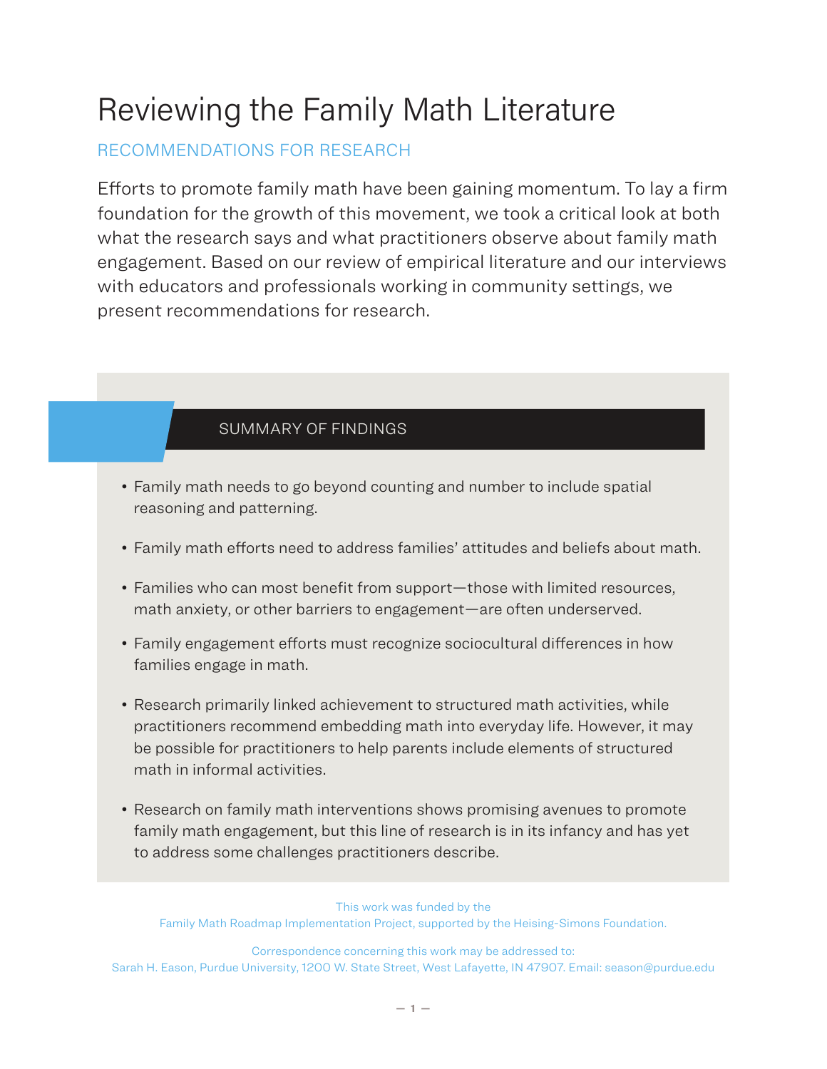# Reviewing the Family Math Literature

## RECOMMENDATIONS FOR RESEARCH

Efforts to promote family math have been gaining momentum. To lay a firm foundation for the growth of this movement, we took a critical look at both what the research says and what practitioners observe about family math engagement. Based on our review of empirical literature and our interviews with educators and professionals working in community settings, we present recommendations for research.

### SUMMARY OF FINDINGS

- Family math needs to go beyond counting and number to include spatial reasoning and patterning.
- Family math efforts need to address families' attitudes and beliefs about math.
- Families who can most benefit from support—those with limited resources, math anxiety, or other barriers to engagement—are often underserved.
- Family engagement efforts must recognize sociocultural differences in how families engage in math.
- Research primarily linked achievement to structured math activities, while practitioners recommend embedding math into everyday life. However, it may be possible for practitioners to help parents include elements of structured math in informal activities.
- Research on family math interventions shows promising avenues to promote family math engagement, but this line of research is in its infancy and has yet to address some challenges practitioners describe.

This work was funded by the Family Math Roadmap Implementation Project, supported by the Heising-Simons Foundation.

Correspondence concerning this work may be addressed to:
Sarah H. Eason, Purdue University, 1200 W. State Street, West Lafayette, IN 47907. Email: season@purdue.edu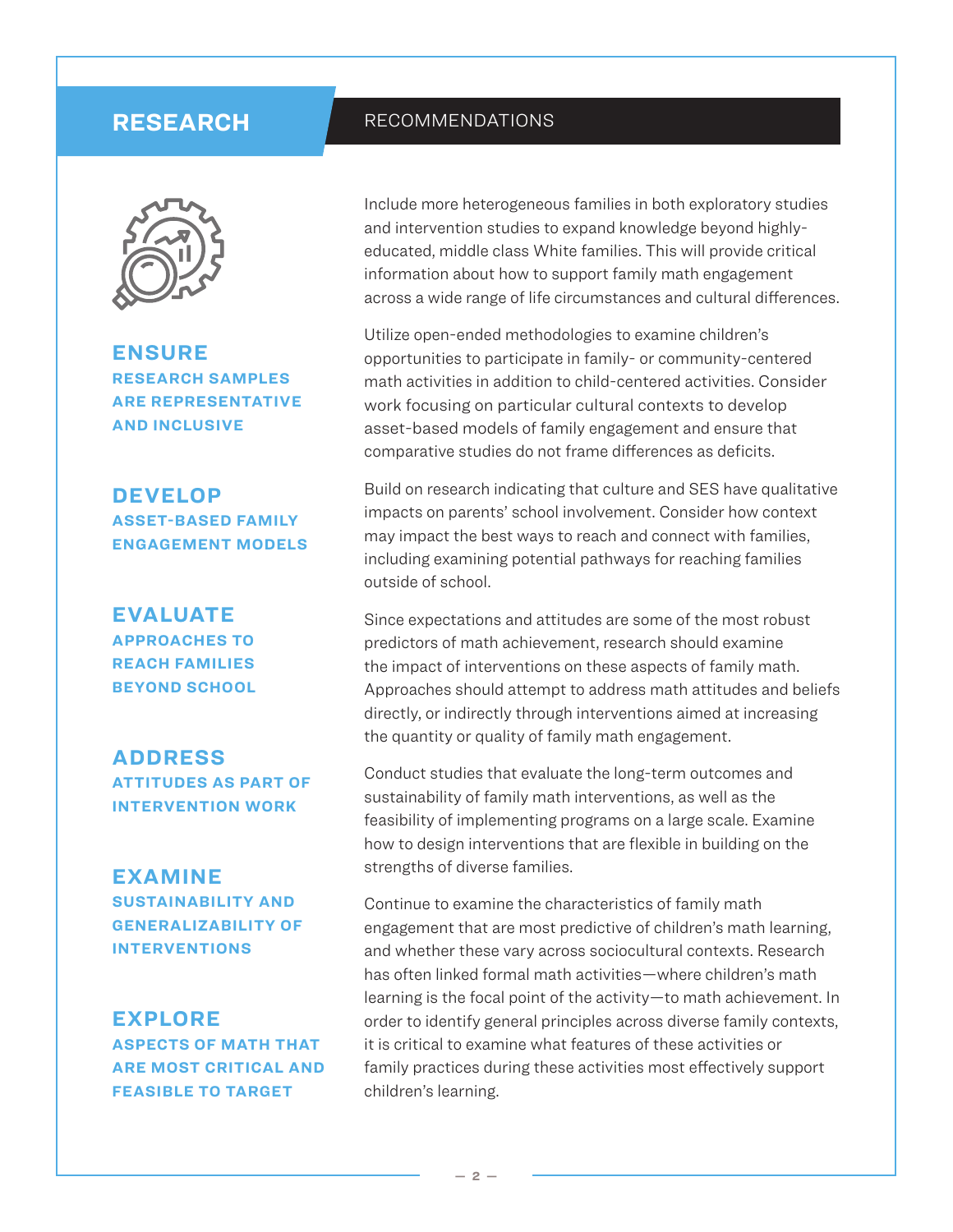## RESEARCH

### RECOMMENDATIONS

**ENSURE RESEARCH SAMPLES ARE REPRESENTATIVE AND INCLUSIVE**

Include more heterogeneous families in both exploratory studies and intervention studies to expand knowledge beyond highly-educated, middle class White families. This will provide critical information about how to support family math engagement across a wide range of life circumstances and cultural differences.

**DEVELOP ASSET-BASED FAMILY ENGAGEMENT MODELS**

Utilize open-ended methodologies to examine children's opportunities to participate in family- or community-centered math activities in addition to child-centered activities. Consider work focusing on particular cultural contexts to develop asset-based models of family engagement and ensure that comparative studies do not frame differences as deficits.

**EVALUATE APPROACHES TO REACH FAMILIES BEYOND SCHOOL**

Build on research indicating that culture and SES have qualitative impacts on parents' school involvement. Consider how context may impact the best ways to reach and connect with families, including examining potential pathways for reaching families outside of school.

**ADDRESS ATTITUDES AS PART OF INTERVENTION WORK**

Since expectations and attitudes are some of the most robust predictors of math achievement, research should examine the impact of interventions on these aspects of family math. Approaches should attempt to address math attitudes and beliefs directly, or indirectly through interventions aimed at increasing the quantity or quality of family math engagement.

**EXAMINE SUSTAINABILITY AND GENERALIZABILITY OF INTERVENTIONS**

Conduct studies that evaluate the long-term outcomes and sustainability of family math interventions, as well as the feasibility of implementing programs on a large scale. Examine how to design interventions that are flexible in building on the strengths of diverse families.

**EXPLORE ASPECTS OF MATH THAT ARE MOST CRITICAL AND FEASIBLE TO TARGET**

Continue to examine the characteristics of family math engagement that are most predictive of children's math learning, and whether these vary across sociocultural contexts. Research has often linked formal math activities—where children's math learning is the focal point of the activity—to math achievement. In order to identify general principles across diverse family contexts, it is critical to examine what features of these activities or family practices during these activities most effectively support children's learning.